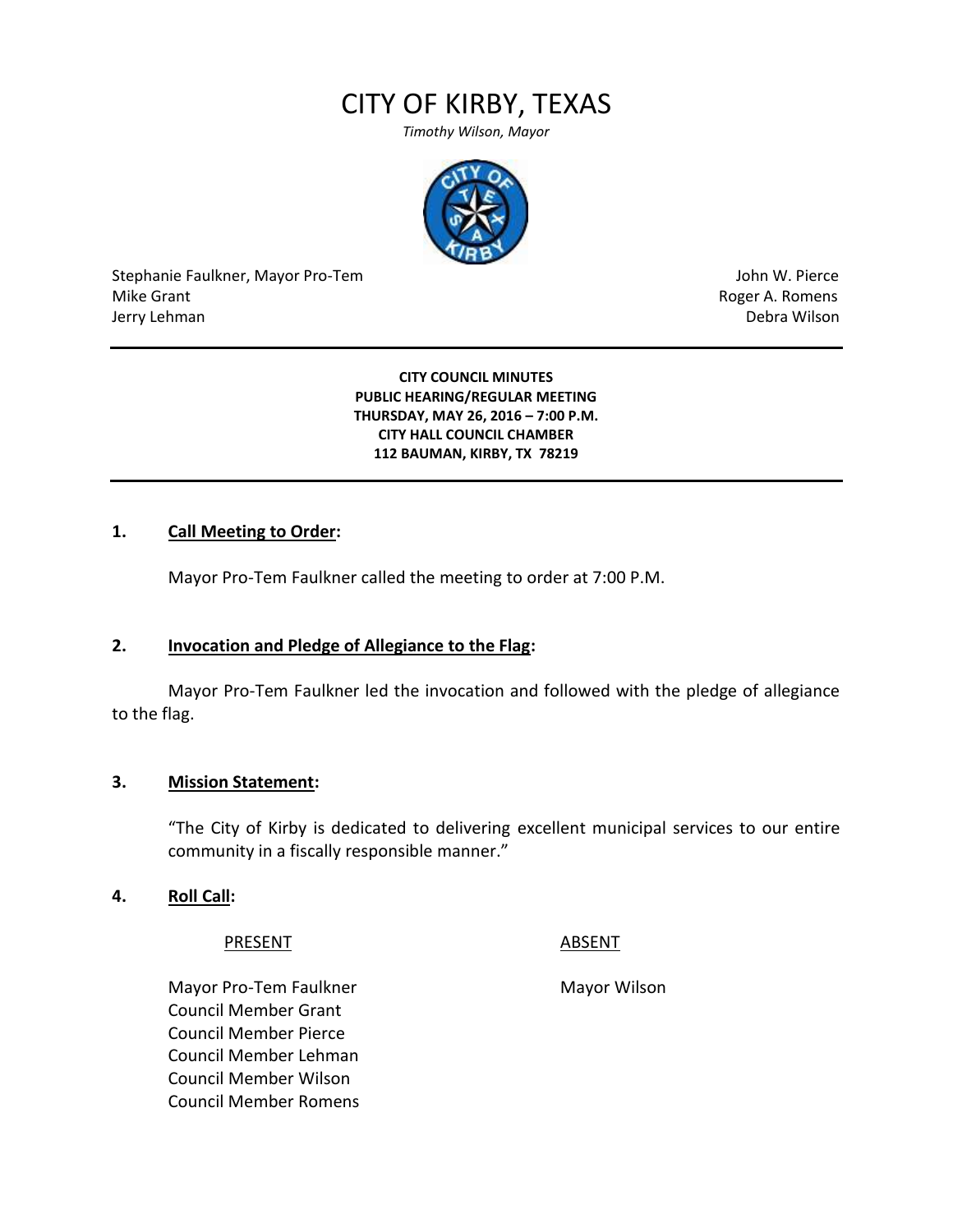# CITY OF KIRBY, TEXAS

*Timothy Wilson, Mayor*

Stephanie Faulkner, Mayor Pro-Tem
Mike Grant
Jerry Lehman

John W. Pierce
Roger A. Romens
Debra Wilson

---

**CITY COUNCIL MINUTES**
**PUBLIC HEARING/REGULAR MEETING**
**THURSDAY, MAY 26, 2016 – 7:00 P.M.**
**CITY HALL COUNCIL CHAMBER**
**112 BAUMAN, KIRBY, TX 78219**

---

**1. Call Meeting to Order:**

Mayor Pro-Tem Faulkner called the meeting to order at 7:00 P.M.

**2. Invocation and Pledge of Allegiance to the Flag:**

Mayor Pro-Tem Faulkner led the invocation and followed with the pledge of allegiance to the flag.

**3. Mission Statement:**

"The City of Kirby is dedicated to delivering excellent municipal services to our entire community in a fiscally responsible manner."

**4. Roll Call:**

| PRESENT | ABSENT |
|---|---|
| Mayor Pro-Tem Faulkner | Mayor Wilson |
| Council Member Grant | |
| Council Member Pierce | |
| Council Member Lehman | |
| Council Member Wilson | |
| Council Member Romens | |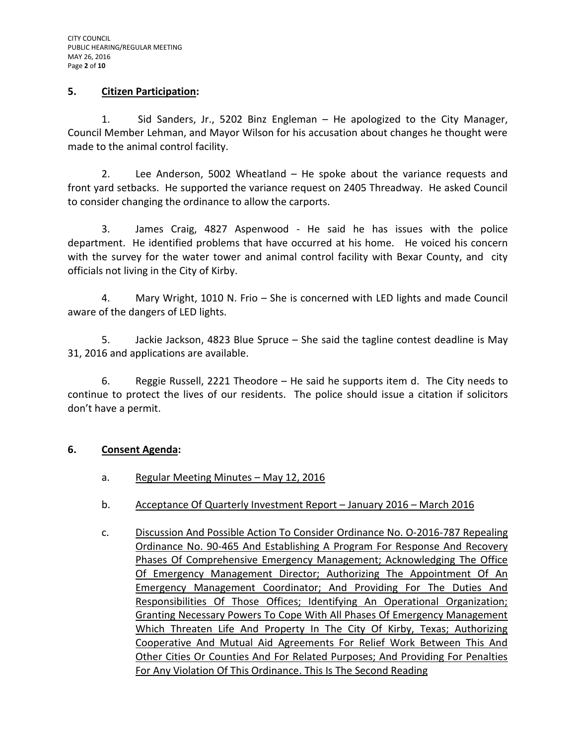### 5. **Citizen Participation:**

1. Sid Sanders, Jr., 5202 Binz Engleman – He apologized to the City Manager, Council Member Lehman, and Mayor Wilson for his accusation about changes he thought were made to the animal control facility.

2. Lee Anderson, 5002 Wheatland – He spoke about the variance requests and front yard setbacks. He supported the variance request on 2405 Threadway. He asked Council to consider changing the ordinance to allow the carports.

3. James Craig, 4827 Aspenwood - He said he has issues with the police department. He identified problems that have occurred at his home. He voiced his concern with the survey for the water tower and animal control facility with Bexar County, and city officials not living in the City of Kirby.

4. Mary Wright, 1010 N. Frio – She is concerned with LED lights and made Council aware of the dangers of LED lights.

5. Jackie Jackson, 4823 Blue Spruce – She said the tagline contest deadline is May 31, 2016 and applications are available.

6. Reggie Russell, 2221 Theodore – He said he supports item d. The City needs to continue to protect the lives of our residents. The police should issue a citation if solicitors don't have a permit.

### 6. **Consent Agenda:**

a. Regular Meeting Minutes – May 12, 2016

b. Acceptance Of Quarterly Investment Report – January 2016 – March 2016

c. Discussion And Possible Action To Consider Ordinance No. O-2016-787 Repealing Ordinance No. 90-465 And Establishing A Program For Response And Recovery Phases Of Comprehensive Emergency Management; Acknowledging The Office Of Emergency Management Director; Authorizing The Appointment Of An Emergency Management Coordinator; And Providing For The Duties And Responsibilities Of Those Offices; Identifying An Operational Organization; Granting Necessary Powers To Cope With All Phases Of Emergency Management Which Threaten Life And Property In The City Of Kirby, Texas; Authorizing Cooperative And Mutual Aid Agreements For Relief Work Between This And Other Cities Or Counties And For Related Purposes; And Providing For Penalties For Any Violation Of This Ordinance. This Is The Second Reading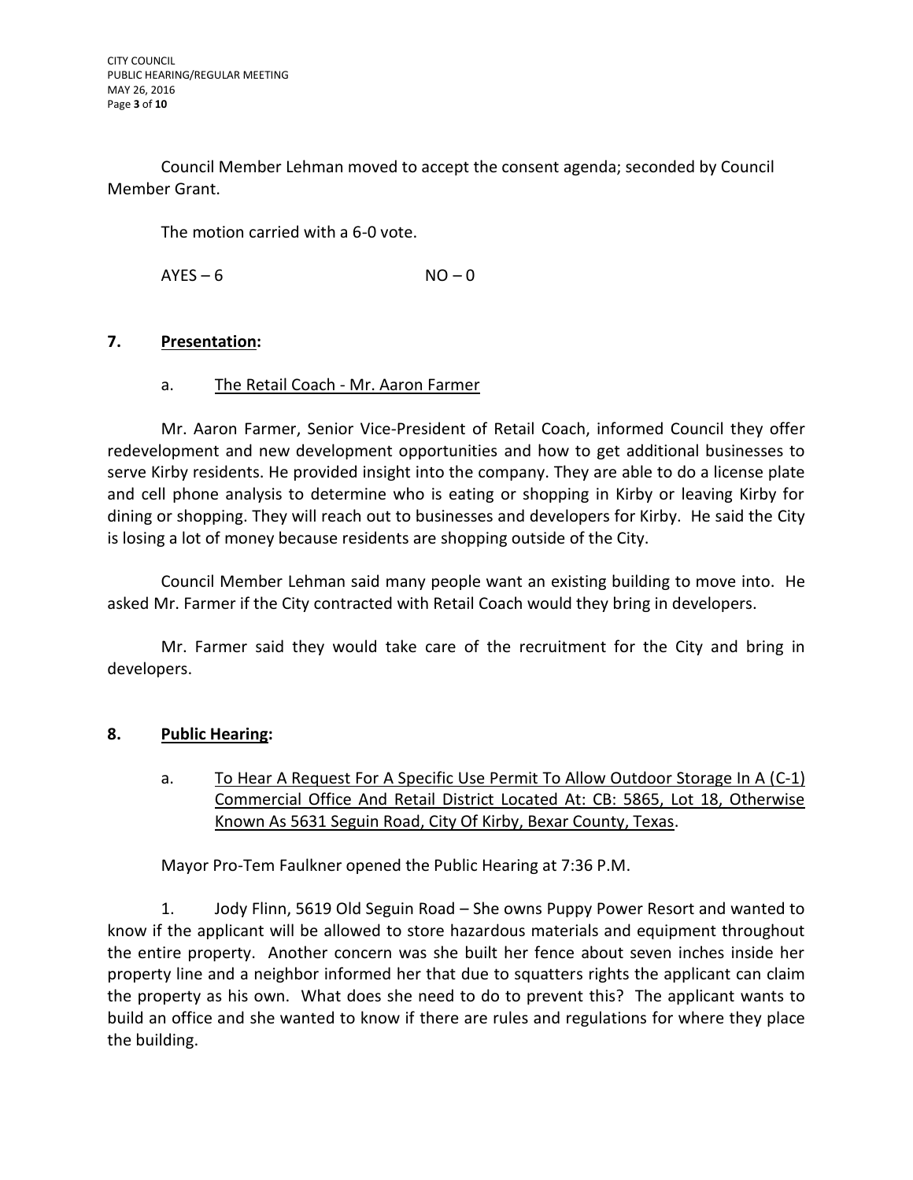Council Member Lehman moved to accept the consent agenda; seconded by Council Member Grant.

The motion carried with a 6-0 vote.

AYES – 6 NO – 0

**7. Presentation:**

a. The Retail Coach - Mr. Aaron Farmer

Mr. Aaron Farmer, Senior Vice-President of Retail Coach, informed Council they offer redevelopment and new development opportunities and how to get additional businesses to serve Kirby residents. He provided insight into the company. They are able to do a license plate and cell phone analysis to determine who is eating or shopping in Kirby or leaving Kirby for dining or shopping. They will reach out to businesses and developers for Kirby. He said the City is losing a lot of money because residents are shopping outside of the City.

Council Member Lehman said many people want an existing building to move into. He asked Mr. Farmer if the City contracted with Retail Coach would they bring in developers.

Mr. Farmer said they would take care of the recruitment for the City and bring in developers.

**8. Public Hearing:**

a. To Hear A Request For A Specific Use Permit To Allow Outdoor Storage In A (C-1) Commercial Office And Retail District Located At: CB: 5865, Lot 18, Otherwise Known As 5631 Seguin Road, City Of Kirby, Bexar County, Texas.

Mayor Pro-Tem Faulkner opened the Public Hearing at 7:36 P.M.

1. Jody Flinn, 5619 Old Seguin Road – She owns Puppy Power Resort and wanted to know if the applicant will be allowed to store hazardous materials and equipment throughout the entire property. Another concern was she built her fence about seven inches inside her property line and a neighbor informed her that due to squatters rights the applicant can claim the property as his own. What does she need to do to prevent this? The applicant wants to build an office and she wanted to know if there are rules and regulations for where they place the building.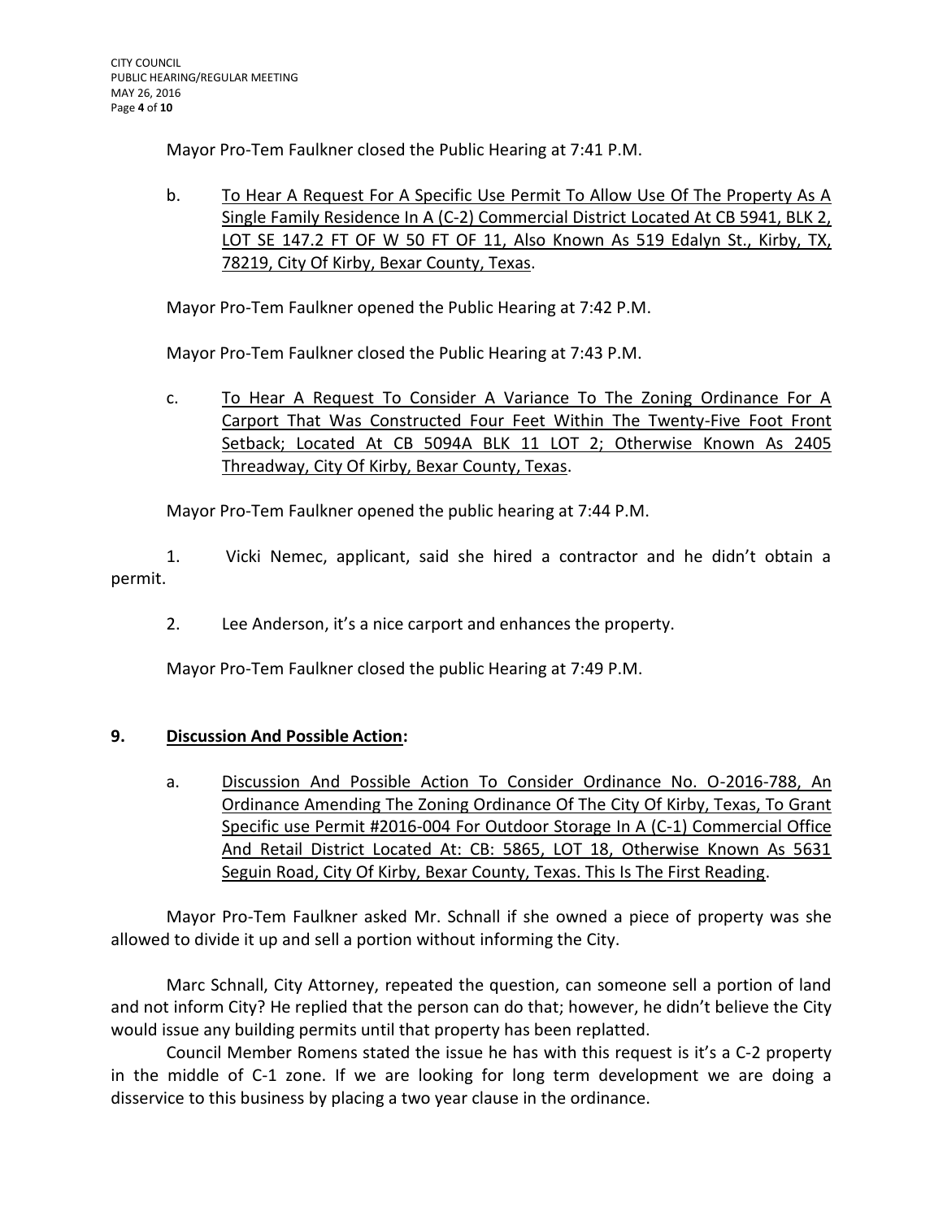Mayor Pro-Tem Faulkner closed the Public Hearing at 7:41 P.M.

b. <u>To Hear A Request For A Specific Use Permit To Allow Use Of The Property As A Single Family Residence In A (C-2) Commercial District Located At CB 5941, BLK 2, LOT SE 147.2 FT OF W 50 FT OF 11, Also Known As 519 Edalyn St., Kirby, TX, 78219, City Of Kirby, Bexar County, Texas</u>.

Mayor Pro-Tem Faulkner opened the Public Hearing at 7:42 P.M.

Mayor Pro-Tem Faulkner closed the Public Hearing at 7:43 P.M.

c. <u>To Hear A Request To Consider A Variance To The Zoning Ordinance For A Carport That Was Constructed Four Feet Within The Twenty-Five Foot Front Setback; Located At CB 5094A BLK 11 LOT 2; Otherwise Known As 2405 Threadway, City Of Kirby, Bexar County, Texas</u>.

Mayor Pro-Tem Faulkner opened the public hearing at 7:44 P.M.

1. Vicki Nemec, applicant, said she hired a contractor and he didn't obtain a permit.

2. Lee Anderson, it's a nice carport and enhances the property.

Mayor Pro-Tem Faulkner closed the public Hearing at 7:49 P.M.

## 9. Discussion And Possible Action:

a. <u>Discussion And Possible Action To Consider Ordinance No. O-2016-788, An Ordinance Amending The Zoning Ordinance Of The City Of Kirby, Texas, To Grant Specific use Permit #2016-004 For Outdoor Storage In A (C-1) Commercial Office And Retail District Located At: CB: 5865, LOT 18, Otherwise Known As 5631 Seguin Road, City Of Kirby, Bexar County, Texas. This Is The First Reading</u>.

Mayor Pro-Tem Faulkner asked Mr. Schnall if she owned a piece of property was she allowed to divide it up and sell a portion without informing the City.

Marc Schnall, City Attorney, repeated the question, can someone sell a portion of land and not inform City? He replied that the person can do that; however, he didn't believe the City would issue any building permits until that property has been replatted.

Council Member Romens stated the issue he has with this request is it's a C-2 property in the middle of C-1 zone. If we are looking for long term development we are doing a disservice to this business by placing a two year clause in the ordinance.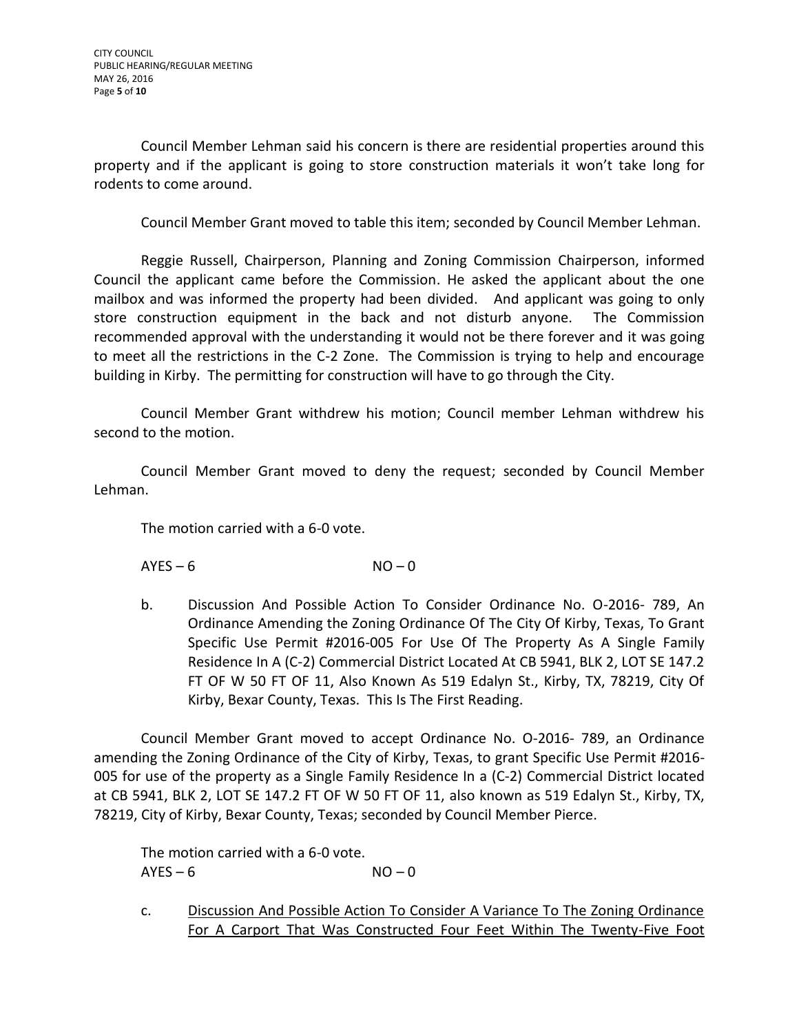Council Member Lehman said his concern is there are residential properties around this property and if the applicant is going to store construction materials it won't take long for rodents to come around.

Council Member Grant moved to table this item; seconded by Council Member Lehman.

Reggie Russell, Chairperson, Planning and Zoning Commission Chairperson, informed Council the applicant came before the Commission. He asked the applicant about the one mailbox and was informed the property had been divided. And applicant was going to only store construction equipment in the back and not disturb anyone. The Commission recommended approval with the understanding it would not be there forever and it was going to meet all the restrictions in the C-2 Zone. The Commission is trying to help and encourage building in Kirby. The permitting for construction will have to go through the City.

Council Member Grant withdrew his motion; Council member Lehman withdrew his second to the motion.

Council Member Grant moved to deny the request; seconded by Council Member Lehman.

The motion carried with a 6-0 vote.

AYES – 6 NO – 0

b. Discussion And Possible Action To Consider Ordinance No. O-2016- 789, An Ordinance Amending the Zoning Ordinance Of The City Of Kirby, Texas, To Grant Specific Use Permit #2016-005 For Use Of The Property As A Single Family Residence In A (C-2) Commercial District Located At CB 5941, BLK 2, LOT SE 147.2 FT OF W 50 FT OF 11, Also Known As 519 Edalyn St., Kirby, TX, 78219, City Of Kirby, Bexar County, Texas. This Is The First Reading.

Council Member Grant moved to accept Ordinance No. O-2016- 789, an Ordinance amending the Zoning Ordinance of the City of Kirby, Texas, to grant Specific Use Permit #2016-005 for use of the property as a Single Family Residence In a (C-2) Commercial District located at CB 5941, BLK 2, LOT SE 147.2 FT OF W 50 FT OF 11, also known as 519 Edalyn St., Kirby, TX, 78219, City of Kirby, Bexar County, Texas; seconded by Council Member Pierce.

The motion carried with a 6-0 vote.
AYES – 6 NO – 0

c. <u>Discussion And Possible Action To Consider A Variance To The Zoning Ordinance For A Carport That Was Constructed Four Feet Within The Twenty-Five Foot</u>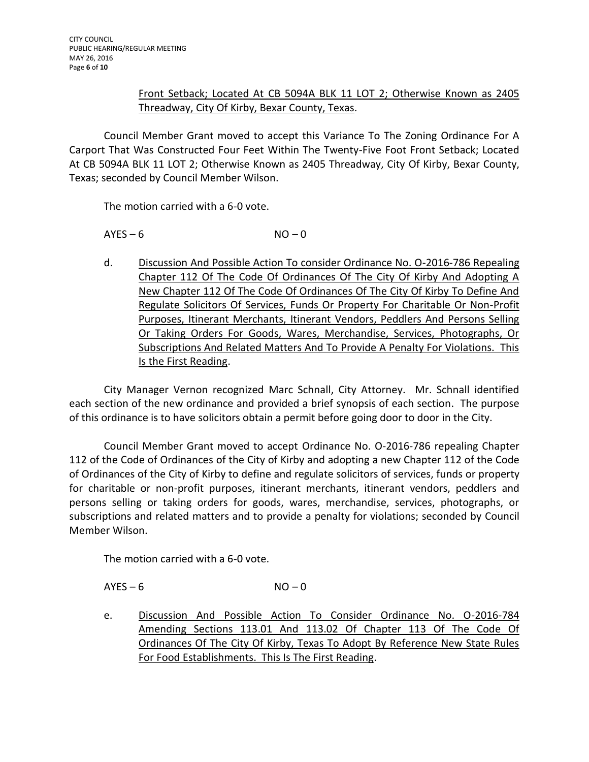Front Setback; Located At CB 5094A BLK 11 LOT 2; Otherwise Known as 2405 Threadway, City Of Kirby, Bexar County, Texas.

Council Member Grant moved to accept this Variance To The Zoning Ordinance For A Carport That Was Constructed Four Feet Within The Twenty-Five Foot Front Setback; Located At CB 5094A BLK 11 LOT 2; Otherwise Known as 2405 Threadway, City Of Kirby, Bexar County, Texas; seconded by Council Member Wilson.

The motion carried with a 6-0 vote.

AYES – 6 NO – 0

d. Discussion And Possible Action To consider Ordinance No. O-2016-786 Repealing Chapter 112 Of The Code Of Ordinances Of The City Of Kirby And Adopting A New Chapter 112 Of The Code Of Ordinances Of The City Of Kirby To Define And Regulate Solicitors Of Services, Funds Or Property For Charitable Or Non-Profit Purposes, Itinerant Merchants, Itinerant Vendors, Peddlers And Persons Selling Or Taking Orders For Goods, Wares, Merchandise, Services, Photographs, Or Subscriptions And Related Matters And To Provide A Penalty For Violations. This Is the First Reading.

City Manager Vernon recognized Marc Schnall, City Attorney. Mr. Schnall identified each section of the new ordinance and provided a brief synopsis of each section. The purpose of this ordinance is to have solicitors obtain a permit before going door to door in the City.

Council Member Grant moved to accept Ordinance No. O-2016-786 repealing Chapter 112 of the Code of Ordinances of the City of Kirby and adopting a new Chapter 112 of the Code of Ordinances of the City of Kirby to define and regulate solicitors of services, funds or property for charitable or non-profit purposes, itinerant merchants, itinerant vendors, peddlers and persons selling or taking orders for goods, wares, merchandise, services, photographs, or subscriptions and related matters and to provide a penalty for violations; seconded by Council Member Wilson.

The motion carried with a 6-0 vote.

AYES – 6 NO – 0

e. Discussion And Possible Action To Consider Ordinance No. O-2016-784 Amending Sections 113.01 And 113.02 Of Chapter 113 Of The Code Of Ordinances Of The City Of Kirby, Texas To Adopt By Reference New State Rules For Food Establishments. This Is The First Reading.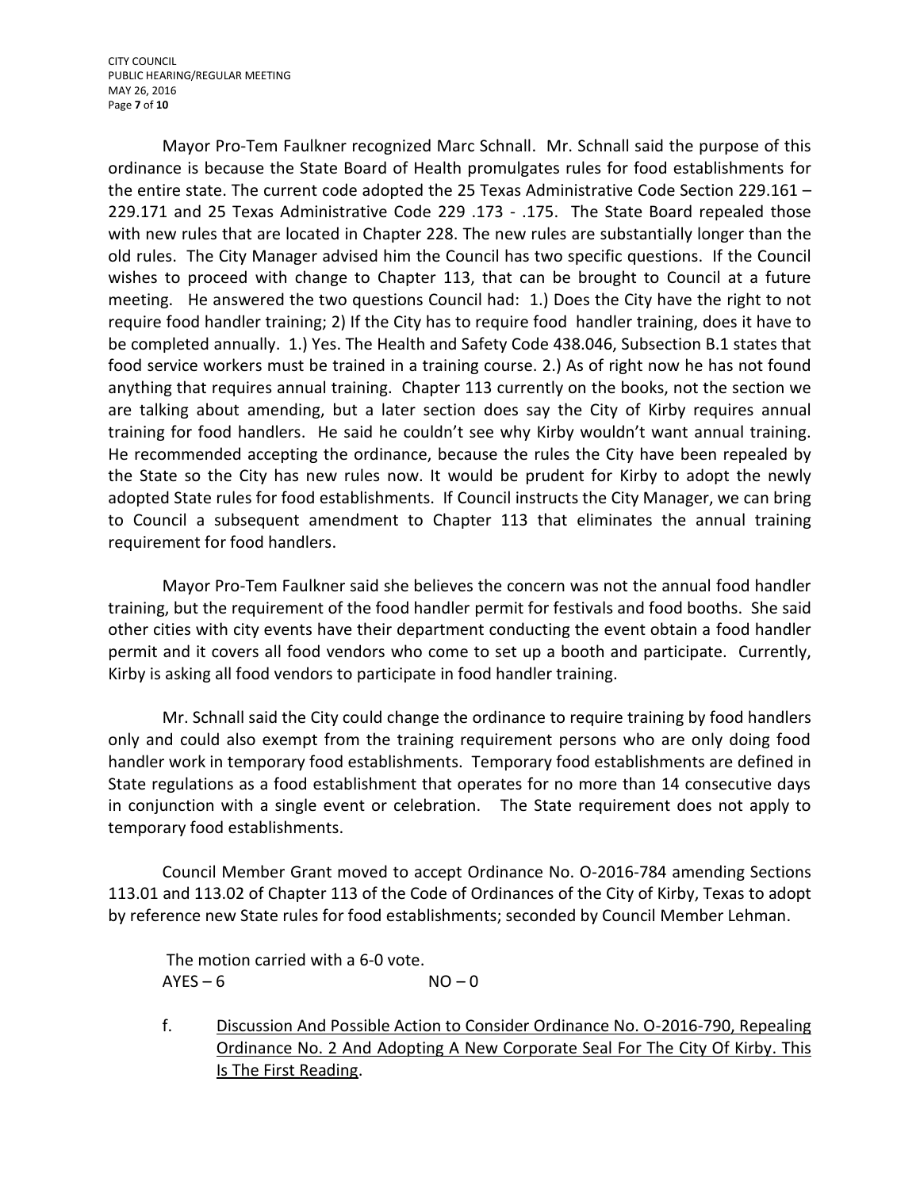Mayor Pro-Tem Faulkner recognized Marc Schnall. Mr. Schnall said the purpose of this ordinance is because the State Board of Health promulgates rules for food establishments for the entire state. The current code adopted the 25 Texas Administrative Code Section 229.161 – 229.171 and 25 Texas Administrative Code 229 .173 - .175. The State Board repealed those with new rules that are located in Chapter 228. The new rules are substantially longer than the old rules. The City Manager advised him the Council has two specific questions. If the Council wishes to proceed with change to Chapter 113, that can be brought to Council at a future meeting. He answered the two questions Council had: 1.) Does the City have the right to not require food handler training; 2) If the City has to require food handler training, does it have to be completed annually. 1.) Yes. The Health and Safety Code 438.046, Subsection B.1 states that food service workers must be trained in a training course. 2.) As of right now he has not found anything that requires annual training. Chapter 113 currently on the books, not the section we are talking about amending, but a later section does say the City of Kirby requires annual training for food handlers. He said he couldn't see why Kirby wouldn't want annual training. He recommended accepting the ordinance, because the rules the City have been repealed by the State so the City has new rules now. It would be prudent for Kirby to adopt the newly adopted State rules for food establishments. If Council instructs the City Manager, we can bring to Council a subsequent amendment to Chapter 113 that eliminates the annual training requirement for food handlers.

Mayor Pro-Tem Faulkner said she believes the concern was not the annual food handler training, but the requirement of the food handler permit for festivals and food booths. She said other cities with city events have their department conducting the event obtain a food handler permit and it covers all food vendors who come to set up a booth and participate. Currently, Kirby is asking all food vendors to participate in food handler training.

Mr. Schnall said the City could change the ordinance to require training by food handlers only and could also exempt from the training requirement persons who are only doing food handler work in temporary food establishments. Temporary food establishments are defined in State regulations as a food establishment that operates for no more than 14 consecutive days in conjunction with a single event or celebration. The State requirement does not apply to temporary food establishments.

Council Member Grant moved to accept Ordinance No. O-2016-784 amending Sections 113.01 and 113.02 of Chapter 113 of the Code of Ordinances of the City of Kirby, Texas to adopt by reference new State rules for food establishments; seconded by Council Member Lehman.

The motion carried with a 6-0 vote.
AYES – 6 NO – 0

f. Discussion And Possible Action to Consider Ordinance No. O-2016-790, Repealing Ordinance No. 2 And Adopting A New Corporate Seal For The City Of Kirby. This Is The First Reading.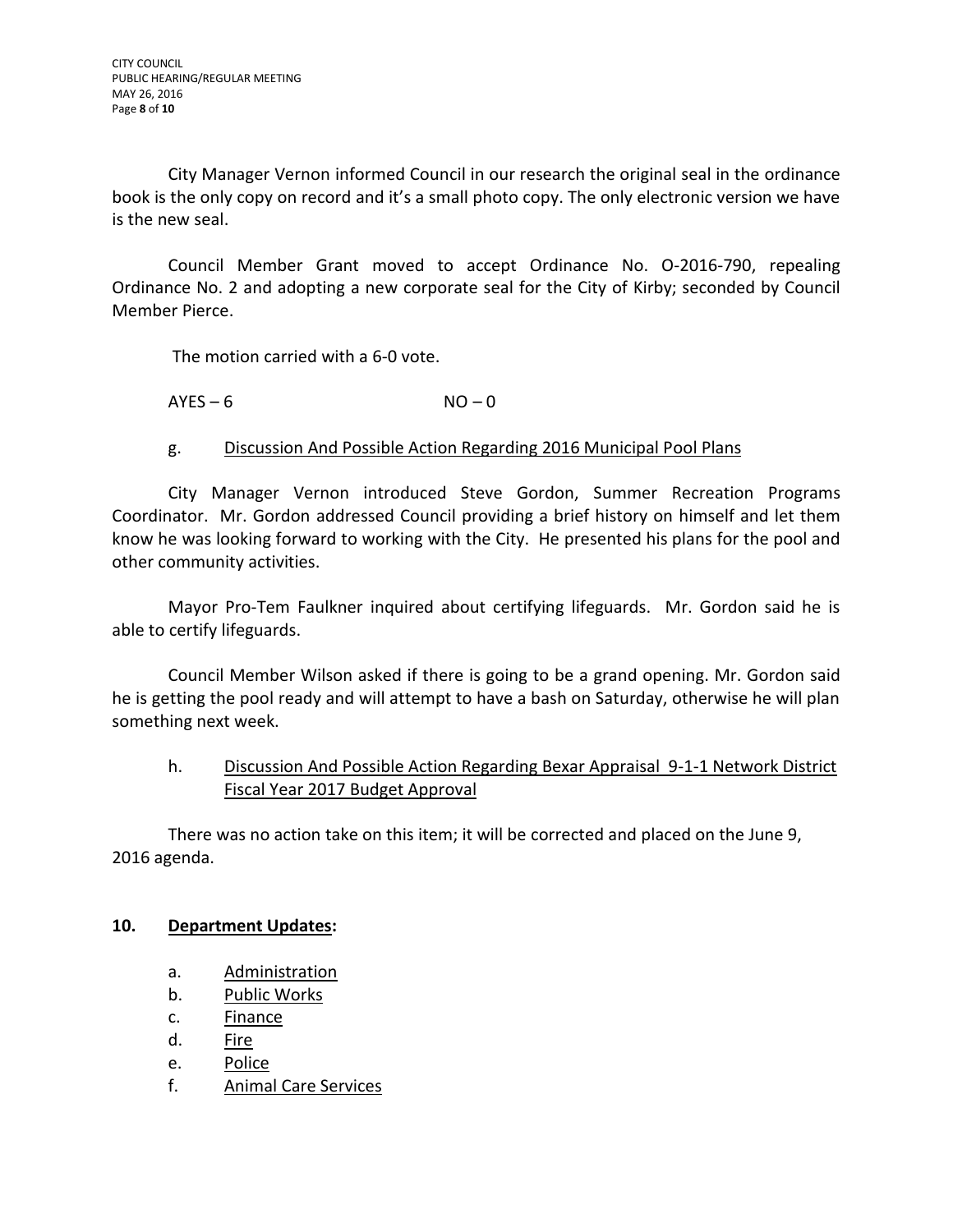City Manager Vernon informed Council in our research the original seal in the ordinance book is the only copy on record and it's a small photo copy. The only electronic version we have is the new seal.

Council Member Grant moved to accept Ordinance No. O-2016-790, repealing Ordinance No. 2 and adopting a new corporate seal for the City of Kirby; seconded by Council Member Pierce.

The motion carried with a 6-0 vote.

AYES – 6 NO – 0

g. Discussion And Possible Action Regarding 2016 Municipal Pool Plans

City Manager Vernon introduced Steve Gordon, Summer Recreation Programs Coordinator. Mr. Gordon addressed Council providing a brief history on himself and let them know he was looking forward to working with the City. He presented his plans for the pool and other community activities.

Mayor Pro-Tem Faulkner inquired about certifying lifeguards. Mr. Gordon said he is able to certify lifeguards.

Council Member Wilson asked if there is going to be a grand opening. Mr. Gordon said he is getting the pool ready and will attempt to have a bash on Saturday, otherwise he will plan something next week.

h. Discussion And Possible Action Regarding Bexar Appraisal 9-1-1 Network District Fiscal Year 2017 Budget Approval

There was no action take on this item; it will be corrected and placed on the June 9, 2016 agenda.

**10. Department Updates:**

a. Administration
b. Public Works
c. Finance
d. Fire
e. Police
f. Animal Care Services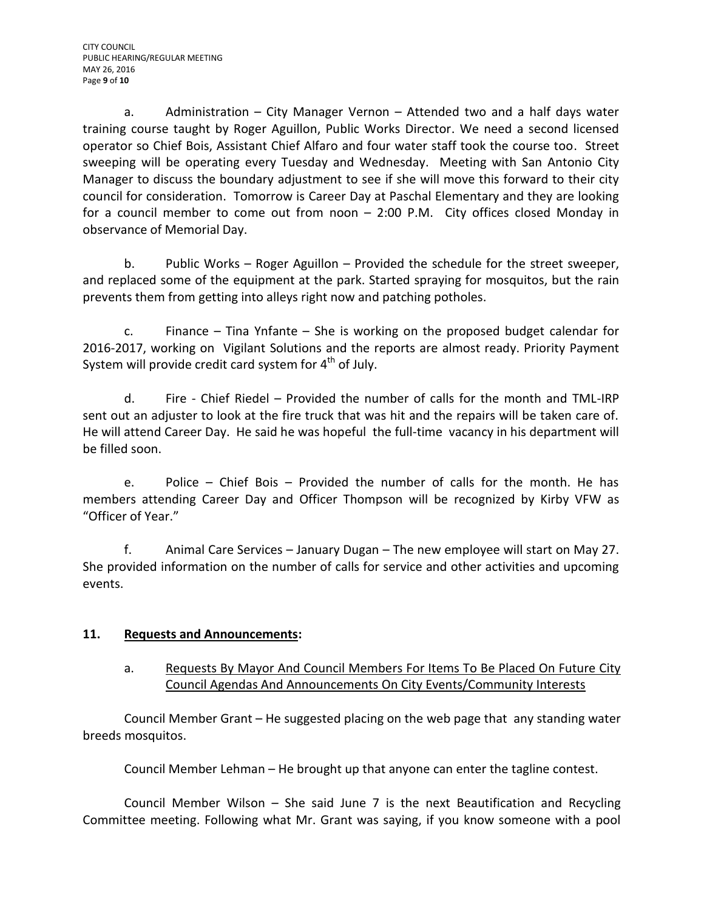a. Administration – City Manager Vernon – Attended two and a half days water training course taught by Roger Aguillon, Public Works Director. We need a second licensed operator so Chief Bois, Assistant Chief Alfaro and four water staff took the course too. Street sweeping will be operating every Tuesday and Wednesday. Meeting with San Antonio City Manager to discuss the boundary adjustment to see if she will move this forward to their city council for consideration. Tomorrow is Career Day at Paschal Elementary and they are looking for a council member to come out from noon – 2:00 P.M. City offices closed Monday in observance of Memorial Day.

b. Public Works – Roger Aguillon – Provided the schedule for the street sweeper, and replaced some of the equipment at the park. Started spraying for mosquitos, but the rain prevents them from getting into alleys right now and patching potholes.

c. Finance – Tina Ynfante – She is working on the proposed budget calendar for 2016-2017, working on Vigilant Solutions and the reports are almost ready. Priority Payment System will provide credit card system for 4th of July.

d. Fire - Chief Riedel – Provided the number of calls for the month and TML-IRP sent out an adjuster to look at the fire truck that was hit and the repairs will be taken care of. He will attend Career Day. He said he was hopeful the full-time vacancy in his department will be filled soon.

e. Police – Chief Bois – Provided the number of calls for the month. He has members attending Career Day and Officer Thompson will be recognized by Kirby VFW as "Officer of Year."

f. Animal Care Services – January Dugan – The new employee will start on May 27. She provided information on the number of calls for service and other activities and upcoming events.

## 11. Requests and Announcements:

a. Requests By Mayor And Council Members For Items To Be Placed On Future City Council Agendas And Announcements On City Events/Community Interests

Council Member Grant – He suggested placing on the web page that any standing water breeds mosquitos.

Council Member Lehman – He brought up that anyone can enter the tagline contest.

Council Member Wilson – She said June 7 is the next Beautification and Recycling Committee meeting. Following what Mr. Grant was saying, if you know someone with a pool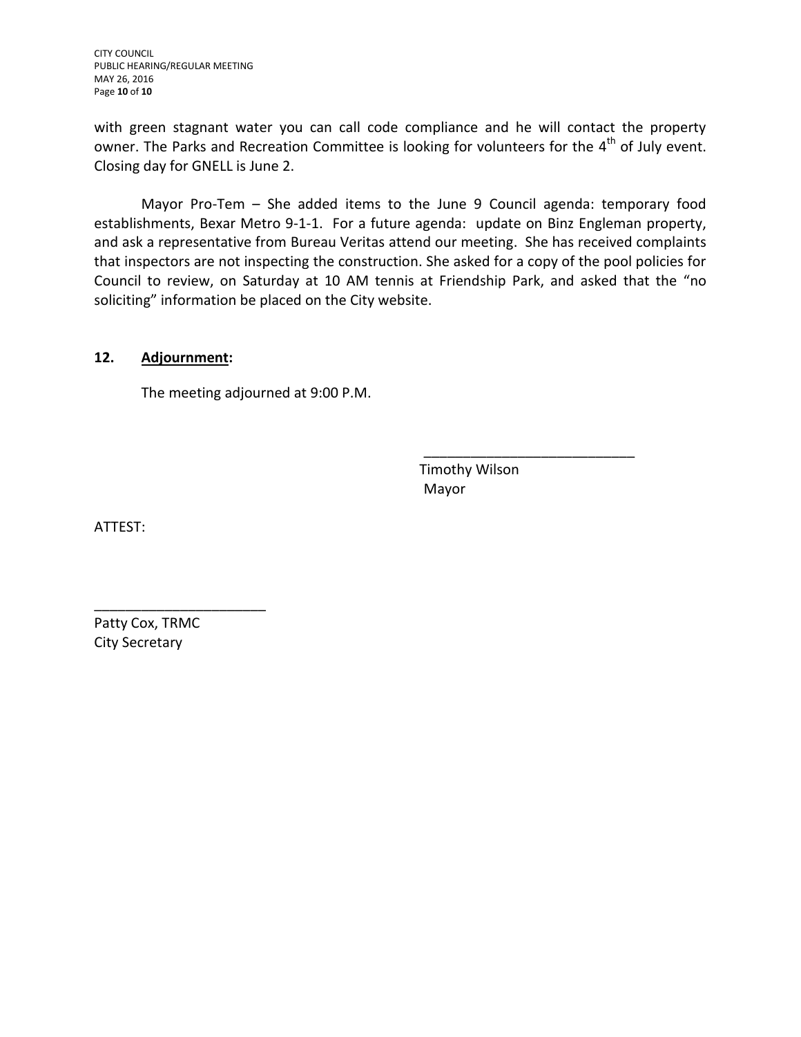with green stagnant water you can call code compliance and he will contact the property owner. The Parks and Recreation Committee is looking for volunteers for the 4th of July event. Closing day for GNELL is June 2.

Mayor Pro-Tem – She added items to the June 9 Council agenda: temporary food establishments, Bexar Metro 9-1-1. For a future agenda: update on Binz Engleman property, and ask a representative from Bureau Veritas attend our meeting. She has received complaints that inspectors are not inspecting the construction. She asked for a copy of the pool policies for Council to review, on Saturday at 10 AM tennis at Friendship Park, and asked that the "no soliciting" information be placed on the City website.

**12. Adjournment:**

The meeting adjourned at 9:00 P.M.

___________________________
Timothy Wilson
Mayor

ATTEST:

______________________
Patty Cox, TRMC
City Secretary